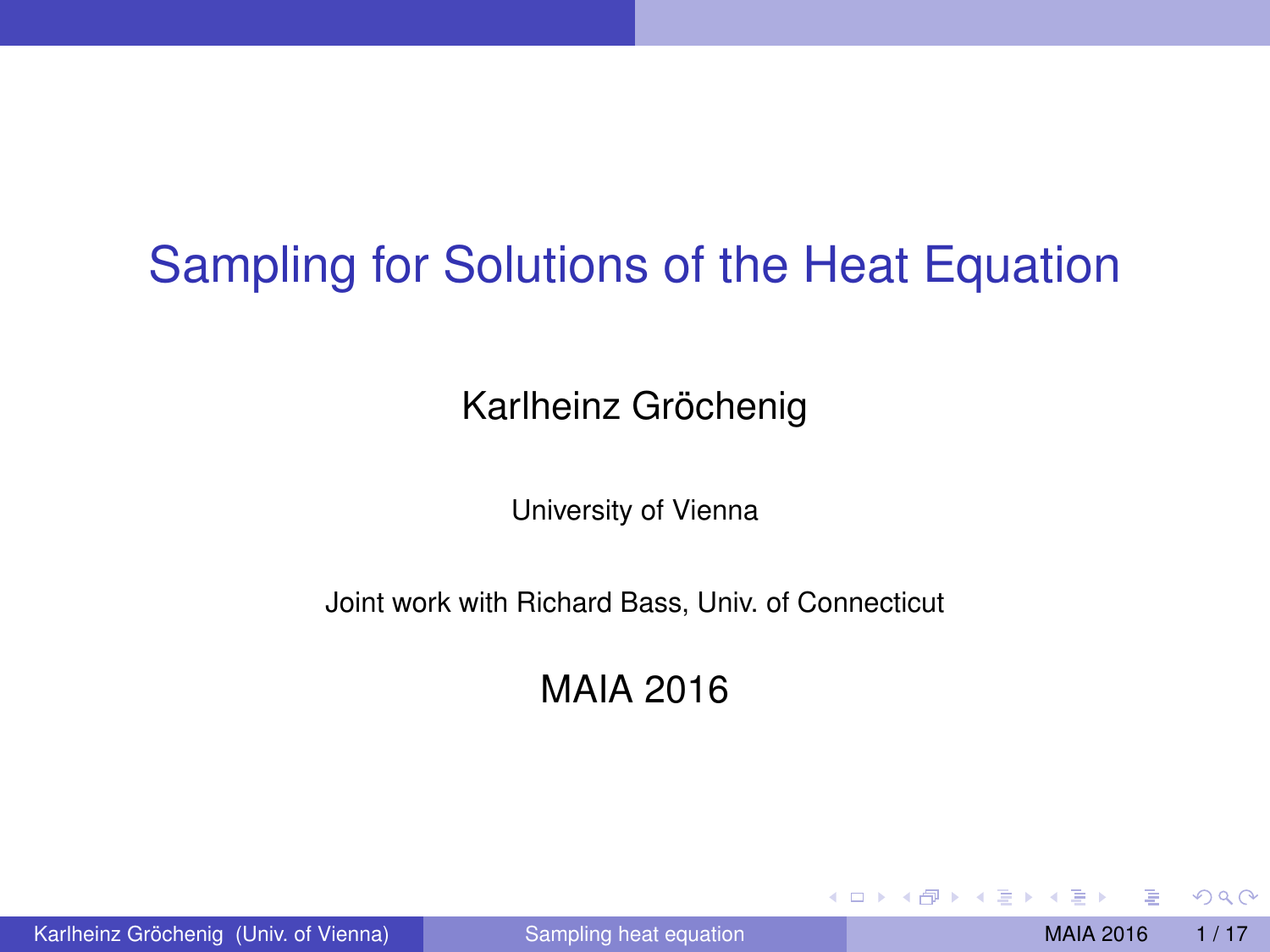# Sampling for Solutions of the Heat Equation

Karlheinz Gröchenig

University of Vienna

Joint work with Richard Bass, Univ. of Connecticut

MAIA 2016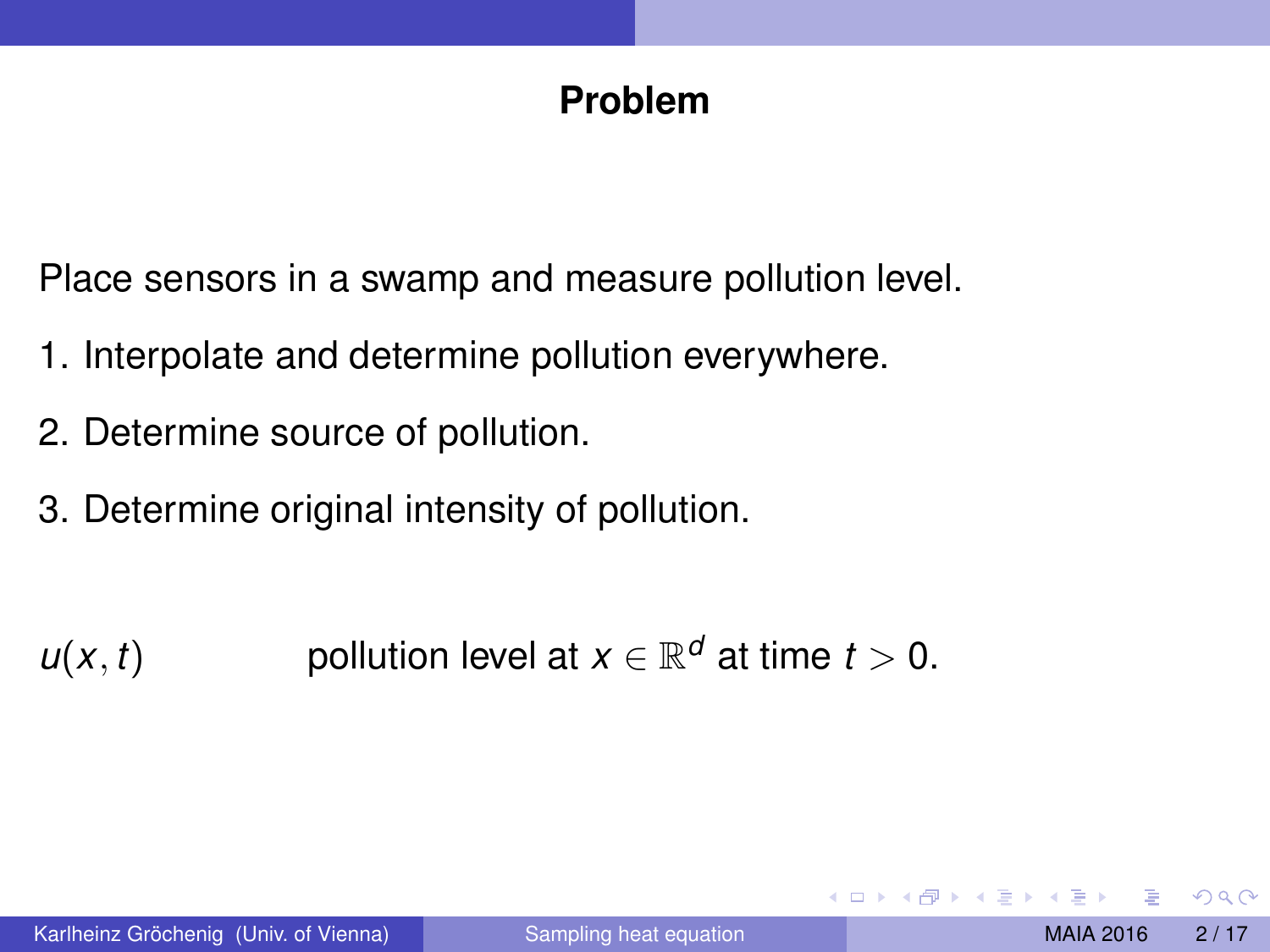## Problem

Place sensors in a swamp and measure pollution level.

1. Interpolate and determine pollution everywhere.
2. Determine source of pollution.
3. Determine original intensity of pollution.

$u(x, t)$ pollution level at $x \in \mathbb{R}^d$ at time $t > 0$.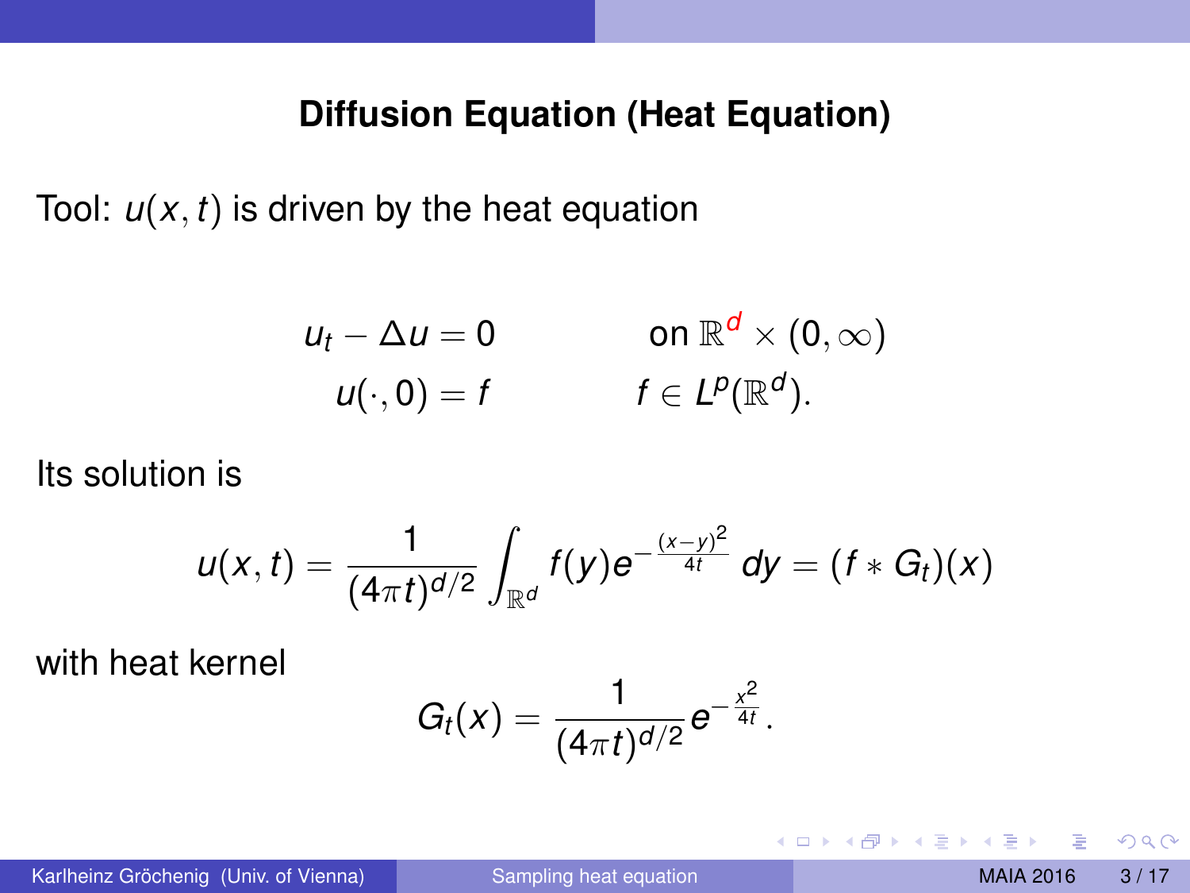## Diffusion Equation (Heat Equation)

Tool: $u(x,t)$ is driven by the heat equation

$$
\begin{aligned}
u_t - \Delta u = 0 \qquad & \text{on } \mathbb{R}^d \times (0,\infty) \\
u(\cdot, 0) = f \qquad & f \in L^p(\mathbb{R}^d).
\end{aligned}
$$

Its solution is

$$
u(x,t) = \frac{1}{(4\pi t)^{d/2}} \int_{\mathbb{R}^d} f(y) e^{-\frac{(x-y)^2}{4t}}\, dy = (f * G_t)(x)
$$

with heat kernel

$$
G_t(x) = \frac{1}{(4\pi t)^{d/2}} e^{-\frac{x^2}{4t}}.
$$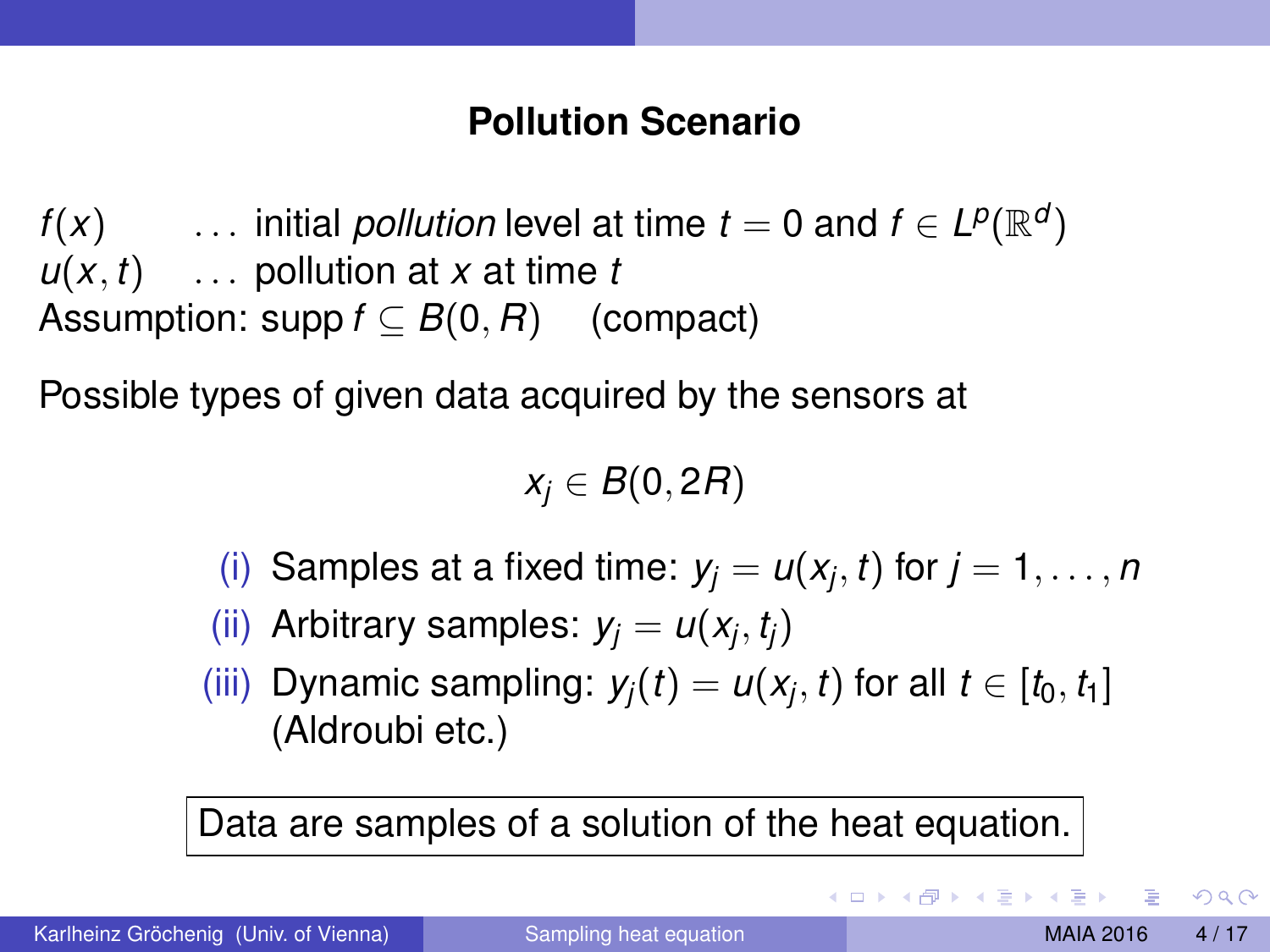# Pollution Scenario

$f(x)$ ... initial *pollution* level at time $t = 0$ and $f \in L^p(\mathbb{R}^d)$
$u(x,t)$ ... pollution at $x$ at time $t$
Assumption: $\operatorname{supp} f \subseteq B(0,R)$ (compact)

Possible types of given data acquired by the sensors at

$$x_j \in B(0, 2R)$$

(i) Samples at a fixed time: $y_j = u(x_j, t)$ for $j = 1, \dots, n$
(ii) Arbitrary samples: $y_j = u(x_j, t_j)$
(iii) Dynamic sampling: $y_j(t) = u(x_j, t)$ for all $t \in [t_0, t_1]$ (Aldroubi etc.)

Data are samples of a solution of the heat equation.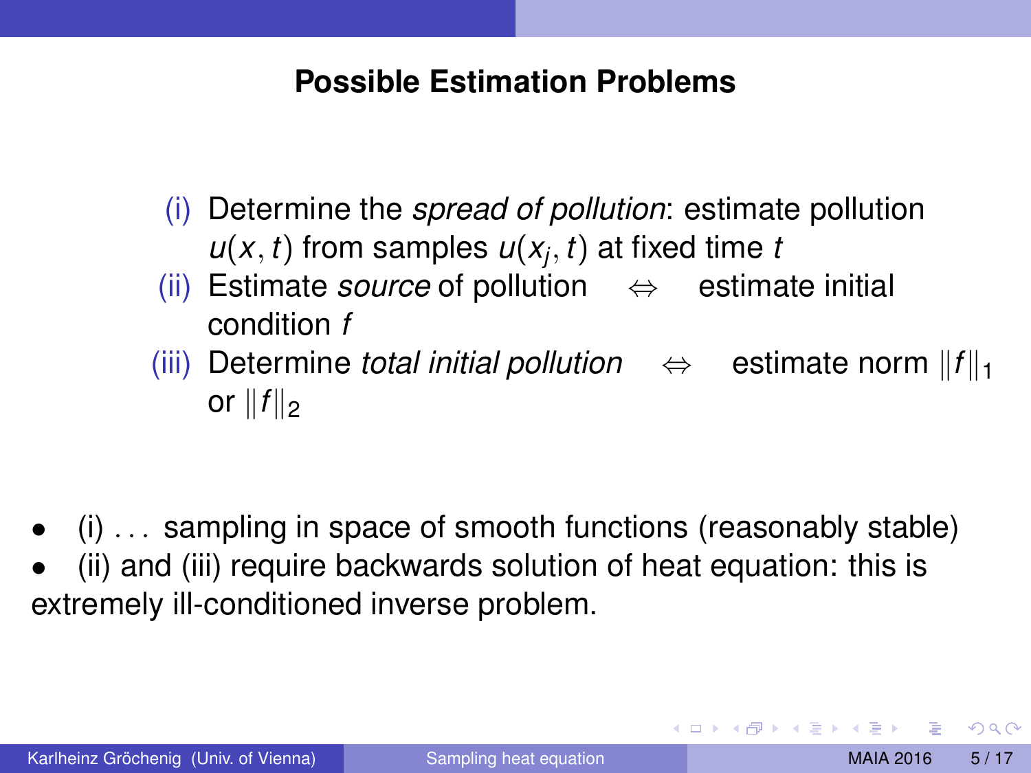## Possible Estimation Problems

(i) Determine the *spread of pollution*: estimate pollution $u(x, t)$ from samples $u(x_j, t)$ at fixed time $t$

(ii) Estimate *source* of pollution $\Leftrightarrow$ estimate initial condition $f$

(iii) Determine *total initial pollution* $\Leftrightarrow$ estimate norm $\|f\|_1$ or $\|f\|_2$

- (i) ... sampling in space of smooth functions (reasonably stable)
- (ii) and (iii) require backwards solution of heat equation: this is extremely ill-conditioned inverse problem.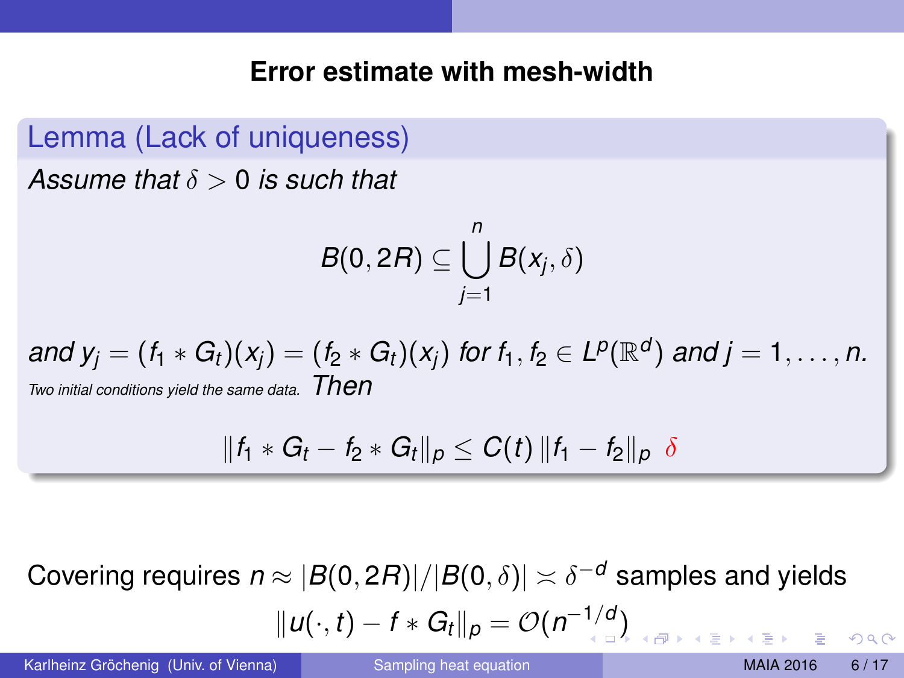## Error estimate with mesh-width

**Lemma (Lack of uniqueness)**

*Assume that $\delta > 0$ is such that*

$$B(0, 2R) \subseteq \bigcup_{j=1}^{n} B(x_j, \delta)$$

*and $y_j = (f_1 * G_t)(x_j) = (f_2 * G_t)(x_j)$ for $f_1, f_2 \in L^p(\mathbb{R}^d)$ and $j = 1, \dots, n$.*
*Two initial conditions yield the same data.* *Then*

$$\|f_1 * G_t - f_2 * G_t\|_p \leq C(t)\, \|f_1 - f_2\|_p \;\delta$$

Covering requires $n \approx |B(0, 2R)|/|B(0, \delta)| \asymp \delta^{-d}$ samples and yields

$$\|u(\cdot, t) - f * G_t\|_p = \mathcal{O}(n^{-1/d})$$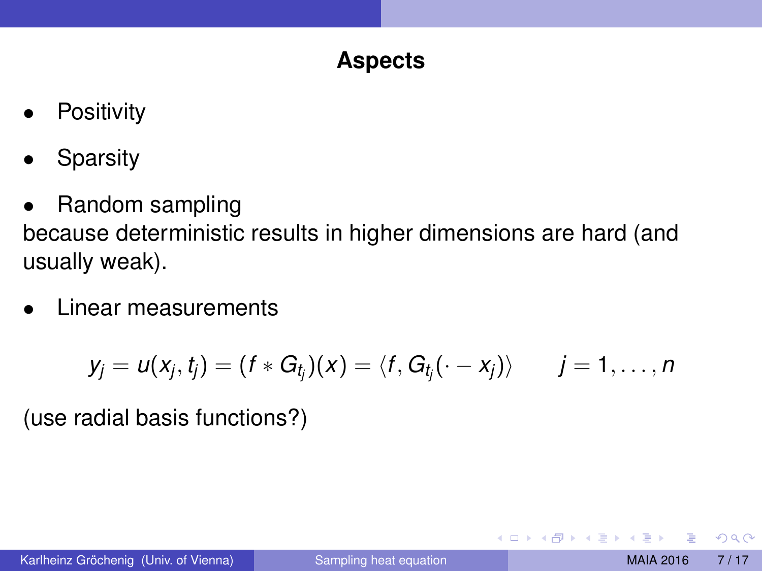# Aspects

- Positivity
- Sparsity
- Random sampling

because deterministic results in higher dimensions are hard (and usually weak).

- Linear measurements

$$y_j = u(x_j, t_j) = (f * G_{t_j})(x) = \langle f, G_{t_j}(\cdot - x_j) \rangle \qquad j = 1, \dots, n$$

(use radial basis functions?)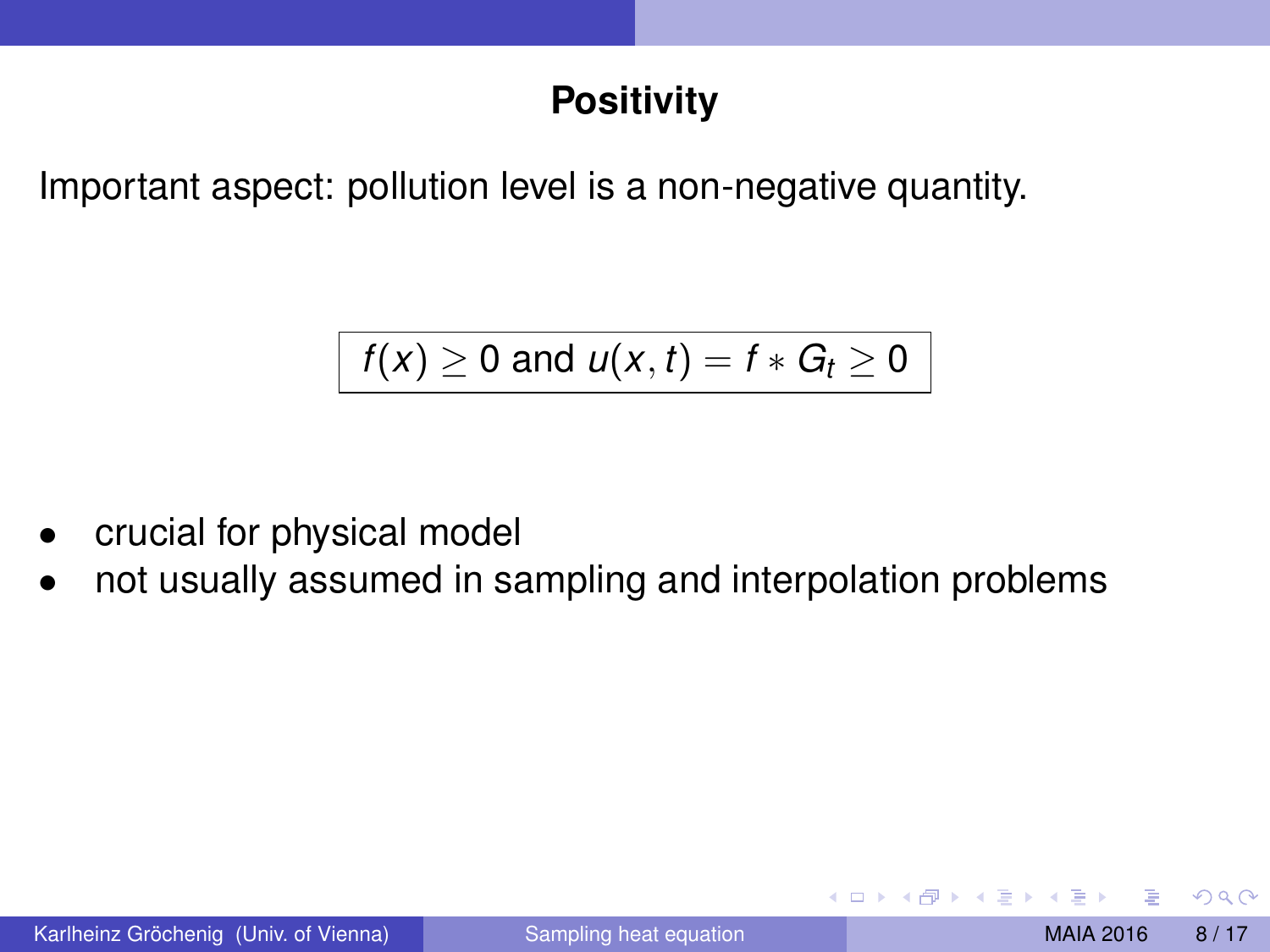# Positivity

Important aspect: pollution level is a non-negative quantity.

$$\boxed{f(x) \geq 0 \text{ and } u(x,t) = f * G_t \geq 0}$$

- crucial for physical model
- not usually assumed in sampling and interpolation problems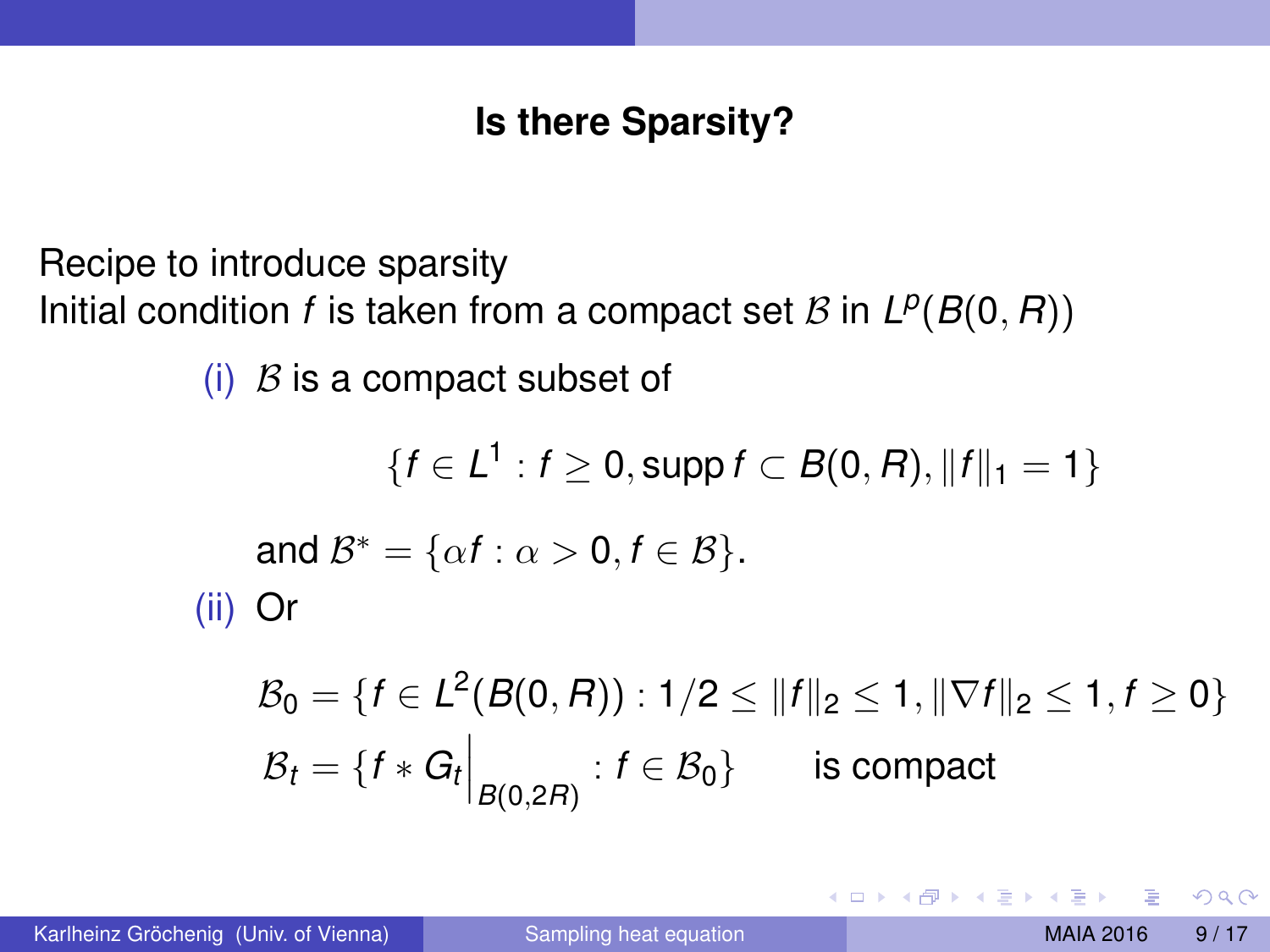## Is there Sparsity?

Recipe to introduce sparsity
Initial condition $f$ is taken from a compact set $\mathcal{B}$ in $L^p(B(0,R))$

(i) $\mathcal{B}$ is a compact subset of

$$\{f \in L^1 : f \geq 0, \operatorname{supp} f \subset B(0,R), \|f\|_1 = 1\}$$

and $\mathcal{B}^* = \{\alpha f : \alpha > 0, f \in \mathcal{B}\}$.

(ii) Or

$$\mathcal{B}_0 = \{f \in L^2(B(0,R)) : 1/2 \leq \|f\|_2 \leq 1, \|\nabla f\|_2 \leq 1, f \geq 0\}$$

$$\mathcal{B}_t = \{f * G_t\Big|_{B(0,2R)} : f \in \mathcal{B}_0\} \qquad \text{is compact}$$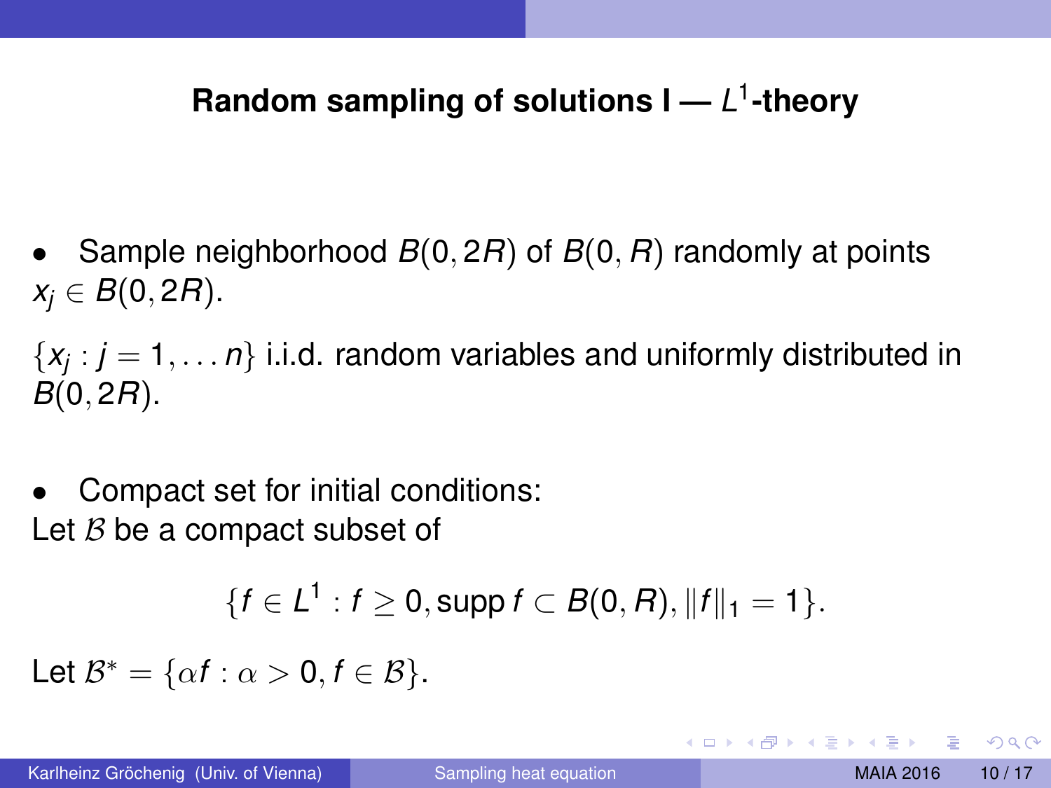## Random sampling of solutions I — $L^1$-theory

- Sample neighborhood $B(0, 2R)$ of $B(0, R)$ randomly at points $x_j \in B(0, 2R)$.

$\{x_j : j = 1, \ldots n\}$ i.i.d. random variables and uniformly distributed in $B(0, 2R)$.

- Compact set for initial conditions:

Let $\mathcal{B}$ be a compact subset of

$$\{f \in L^1 : f \geq 0, \operatorname{supp} f \subset B(0, R), \|f\|_1 = 1\}.$$

Let $\mathcal{B}^* = \{\alpha f : \alpha > 0, f \in \mathcal{B}\}$.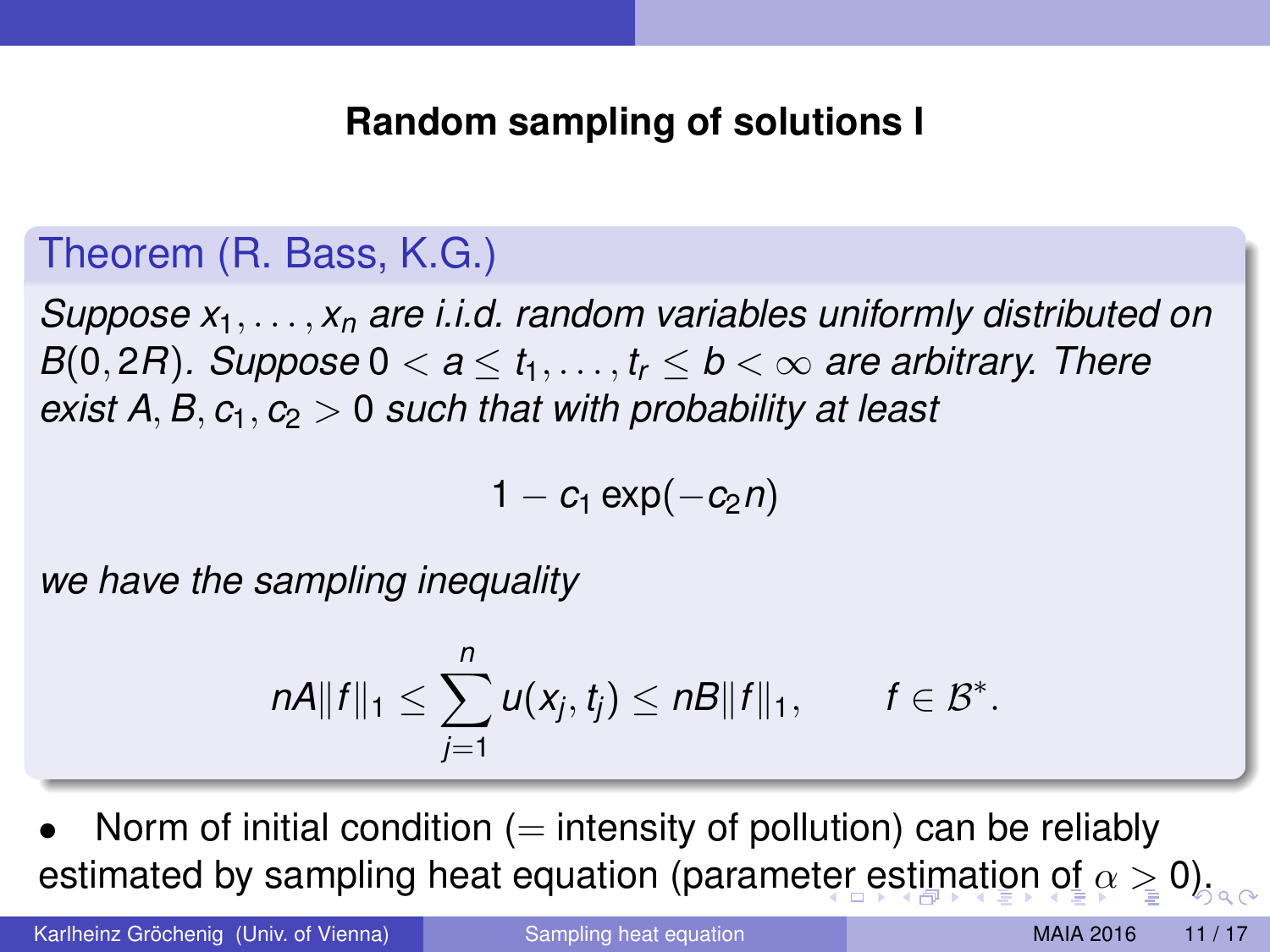# Random sampling of solutions I

**Theorem (R. Bass, K.G.)**

*Suppose $x_1, \dots, x_n$ are i.i.d. random variables uniformly distributed on $B(0, 2R)$. Suppose $0 < a \le t_1, \dots, t_r \le b < \infty$ are arbitrary. There exist $A, B, c_1, c_2 > 0$ such that with probability at least*

$$1 - c_1 \exp(-c_2 n)$$

*we have the sampling inequality*

$$nA\|f\|_1 \le \sum_{j=1}^{n} u(x_j, t_j) \le nB\|f\|_1, \qquad f \in \mathcal{B}^*.$$

- Norm of initial condition (= intensity of pollution) can be reliably estimated by sampling heat equation (parameter estimation of $\alpha \ge 0$).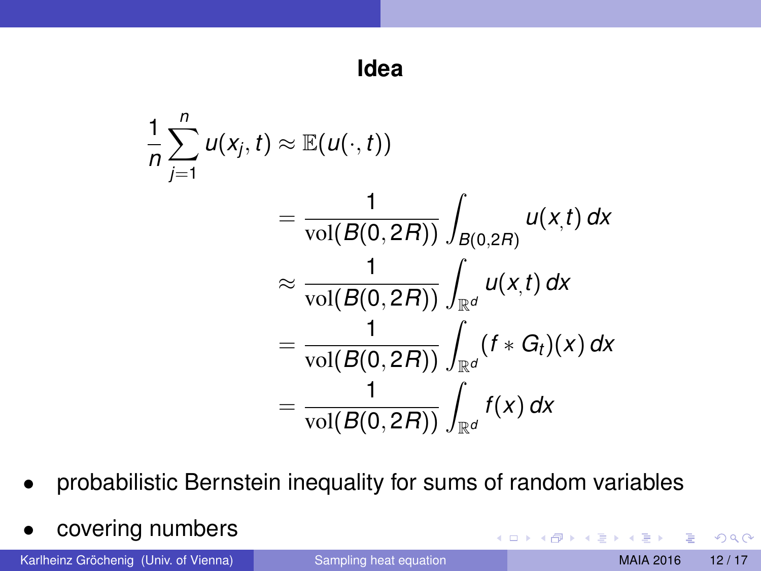# Idea

$$
\begin{aligned}
\frac{1}{n}\sum_{j=1}^{n} u(x_j, t) &\approx \mathbb{E}(u(\cdot, t)) \\
&= \frac{1}{\mathrm{vol}(B(0,2R))} \int_{B(0,2R)} u(x,t)\, dx \\
&\approx \frac{1}{\mathrm{vol}(B(0,2R))} \int_{\mathbb{R}^d} u(x,t)\, dx \\
&= \frac{1}{\mathrm{vol}(B(0,2R))} \int_{\mathbb{R}^d} (f * G_t)(x)\, dx \\
&= \frac{1}{\mathrm{vol}(B(0,2R))} \int_{\mathbb{R}^d} f(x)\, dx
\end{aligned}
$$

- probabilistic Bernstein inequality for sums of random variables
- covering numbers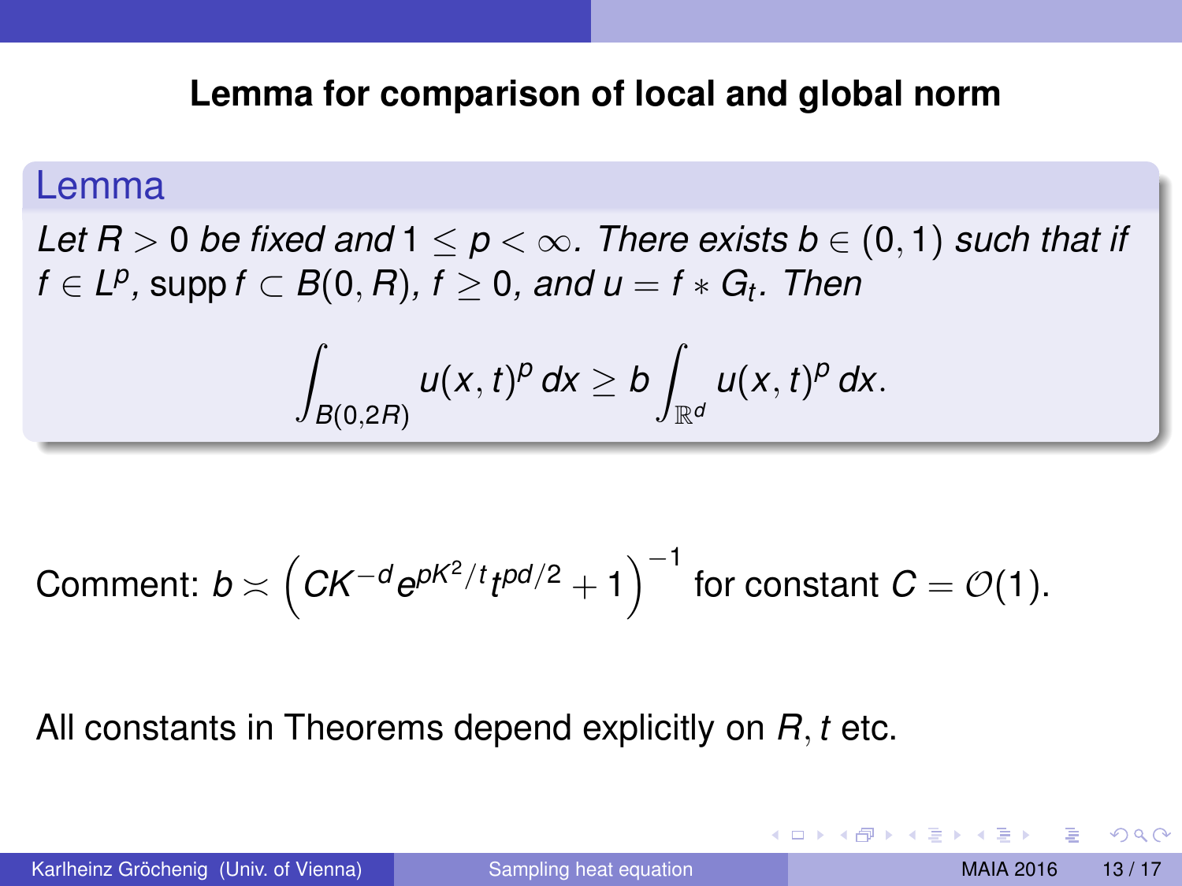## Lemma for comparison of local and global norm

**Lemma**

*Let $R > 0$ be fixed and $1 \leq p < \infty$. There exists $b \in (0, 1)$ such that if $f \in L^p$, $\operatorname{supp} f \subset B(0, R)$, $f \geq 0$, and $u = f * G_t$. Then*

$$\int_{B(0,2R)} u(x,t)^p \, dx \geq b \int_{\mathbb{R}^d} u(x,t)^p \, dx.$$

Comment: $b \asymp \left( C K^{-d} e^{pK^2/t} t^{pd/2} + 1 \right)^{-1}$ for constant $C = \mathcal{O}(1)$.

All constants in Theorems depend explicitly on $R, t$ etc.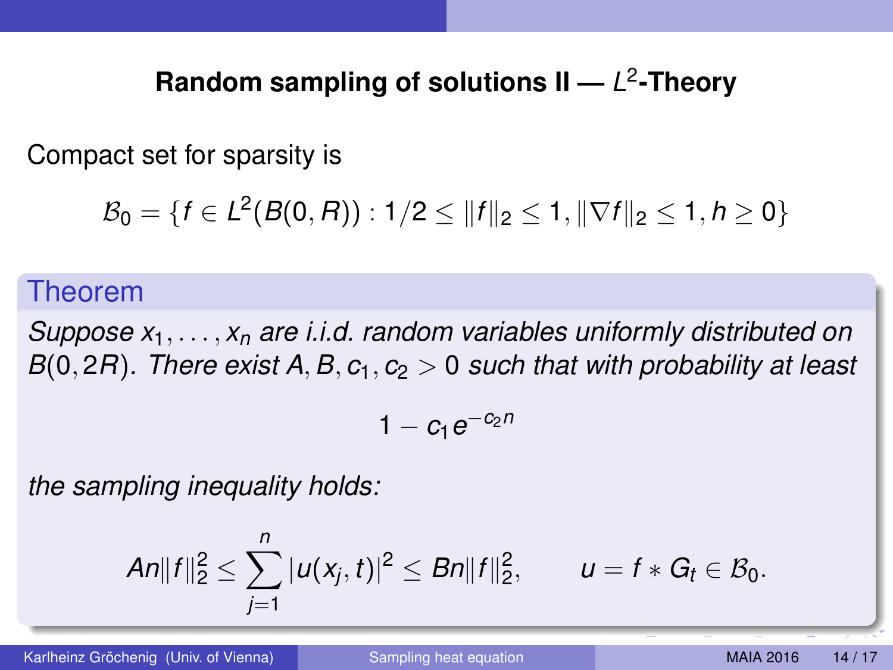## Random sampling of solutions II — $L^2$-Theory

Compact set for sparsity is

$$\mathcal{B}_0 = \{f \in L^2(B(0,R)) : 1/2 \leq \|f\|_2 \leq 1, \|\nabla f\|_2 \leq 1, h \geq 0\}$$

**Theorem**

*Suppose $x_1, \dots, x_n$ are i.i.d. random variables uniformly distributed on $B(0, 2R)$. There exist $A, B, c_1, c_2 > 0$ such that with probability at least*

$$1 - c_1 e^{-c_2 n}$$

*the sampling inequality holds:*

$$An\|f\|_2^2 \leq \sum_{j=1}^{n} |u(x_j, t)|^2 \leq Bn\|f\|_2^2, \qquad u = f * G_t \in \mathcal{B}_0.$$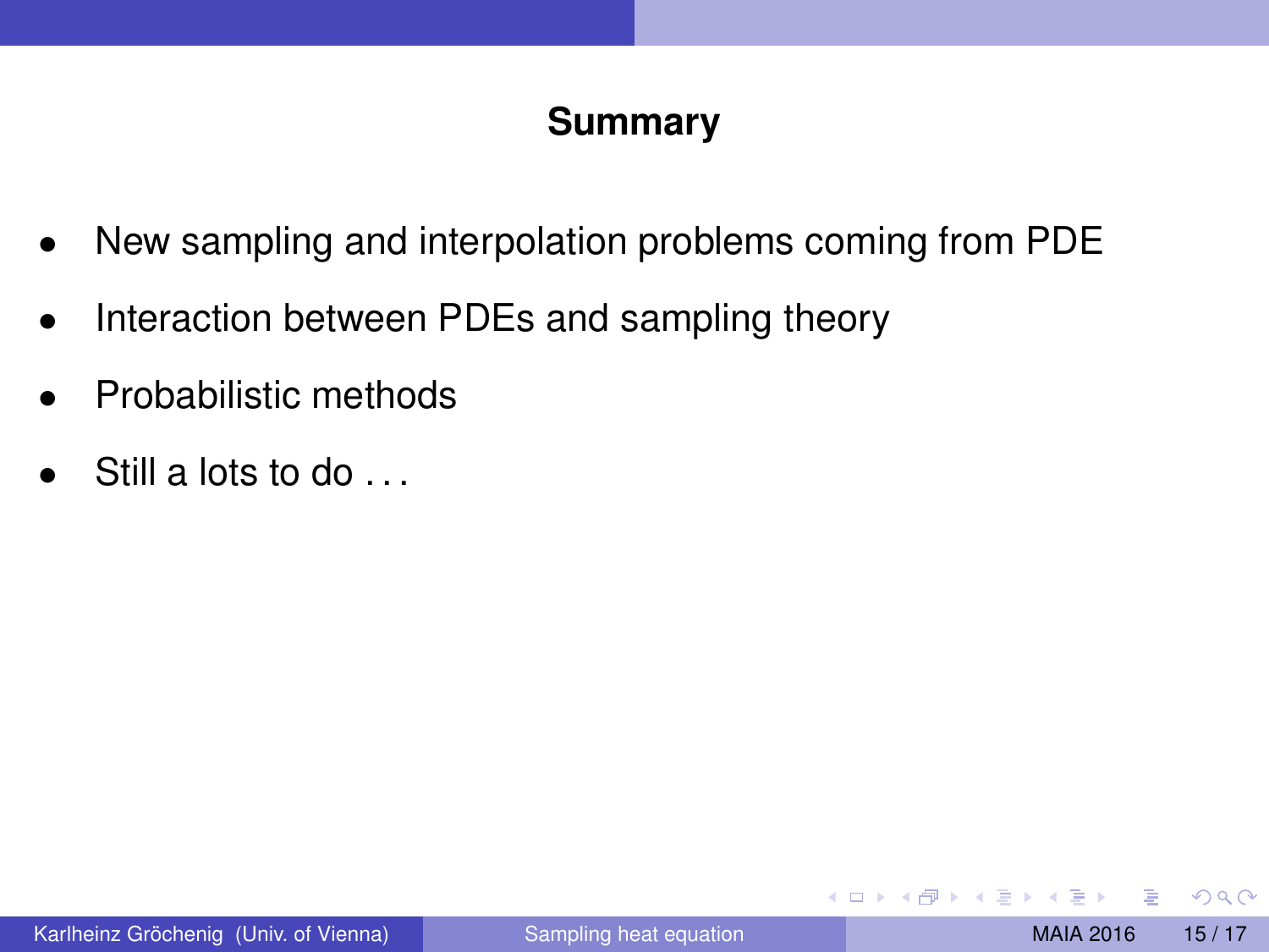## Summary

- New sampling and interpolation problems coming from PDE
- Interaction between PDEs and sampling theory
- Probabilistic methods
- Still a lots to do . . .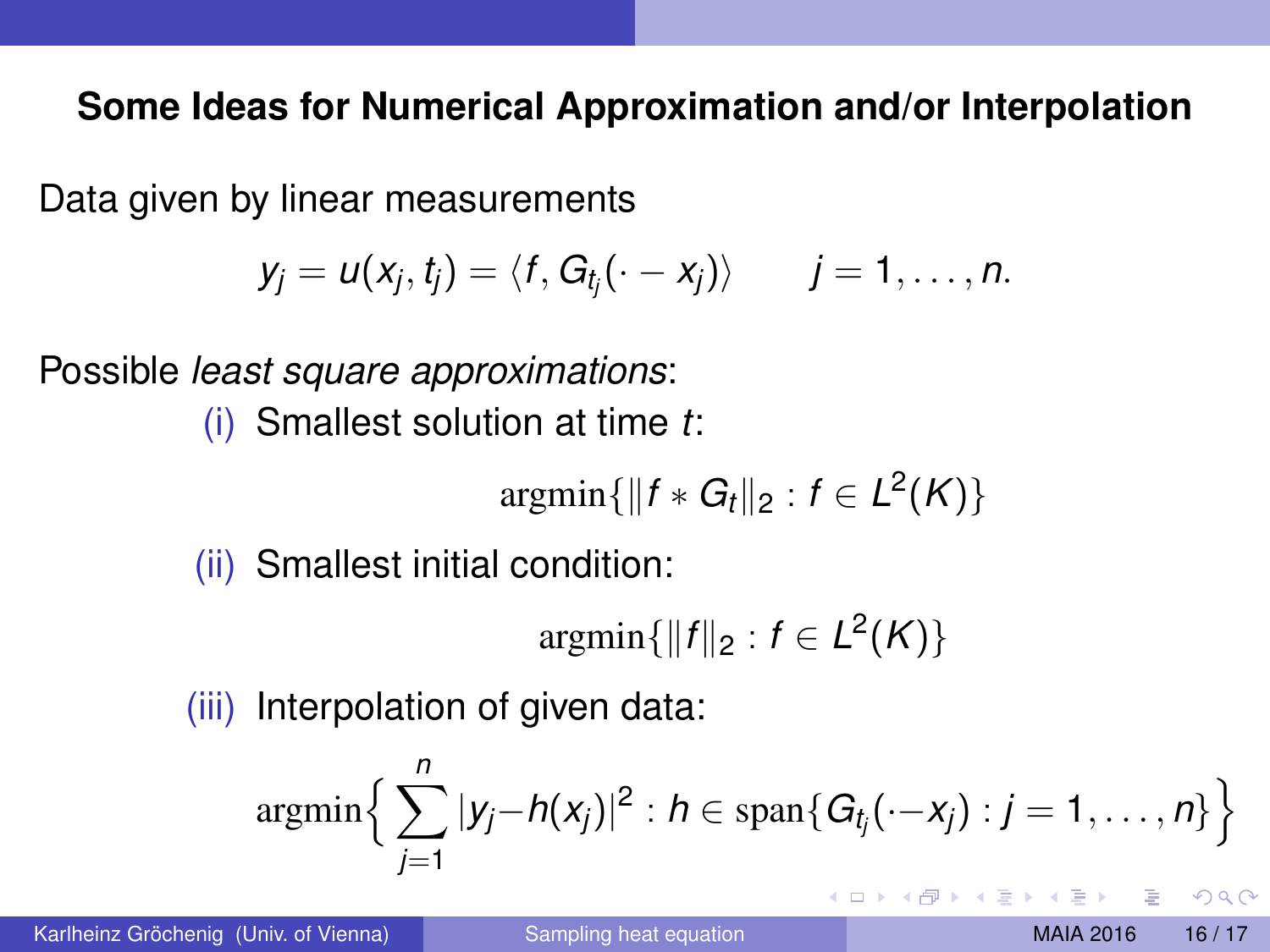## Some Ideas for Numerical Approximation and/or Interpolation

Data given by linear measurements

$$y_j = u(x_j, t_j) = \langle f, G_{t_j}(\cdot - x_j)\rangle \qquad j = 1, \dots, n.$$

Possible *least square approximations*:

(i) Smallest solution at time $t$:

$$\operatorname{argmin}\{\|f * G_t\|_2 : f \in L^2(K)\}$$

(ii) Smallest initial condition:

$$\operatorname{argmin}\{\|f\|_2 : f \in L^2(K)\}$$

(iii) Interpolation of given data:

$$\operatorname{argmin}\Big\{ \sum_{j=1}^{n} |y_j - h(x_j)|^2 : h \in \operatorname{span}\{G_{t_j}(\cdot - x_j) : j = 1, \dots, n\}\Big\}$$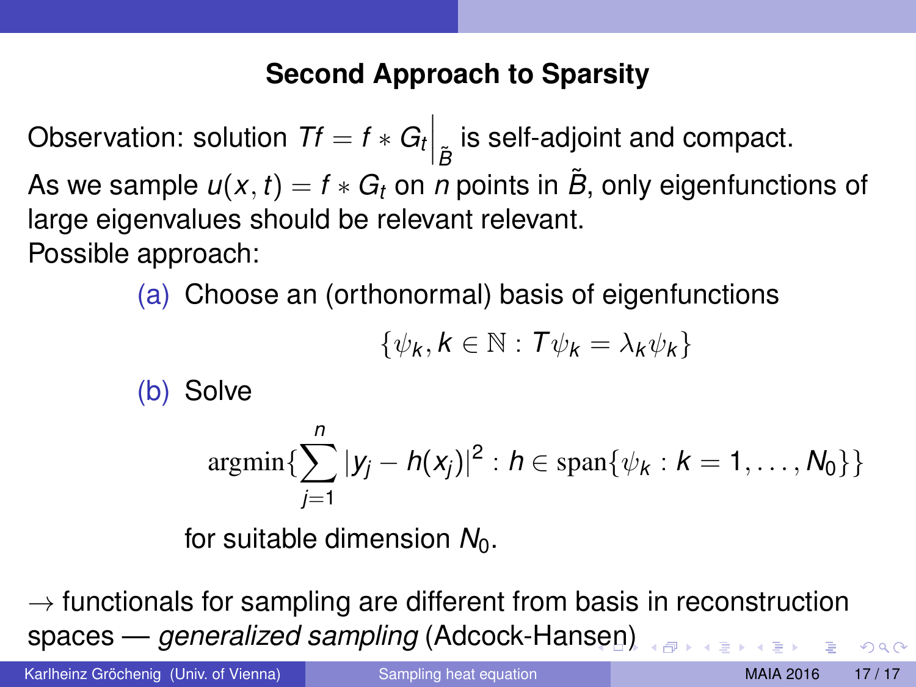## Second Approach to Sparsity

Observation: solution $Tf = f * G_t\Big|_{\tilde{B}}$ is self-adjoint and compact.

As we sample $u(x,t) = f * G_t$ on $n$ points in $\tilde{B}$, only eigenfunctions of large eigenvalues should be relevant relevant.

Possible approach:

(a) Choose an (orthonormal) basis of eigenfunctions

$$\{\psi_k, k \in \mathbb{N} : T\psi_k = \lambda_k \psi_k\}$$

(b) Solve

$$\operatorname{argmin}\{\sum_{j=1}^{n} |y_j - h(x_j)|^2 : h \in \operatorname{span}\{\psi_k : k = 1, \dots, N_0\}\}$$

for suitable dimension $N_0$.

$\rightarrow$ functionals for sampling are different from basis in reconstruction spaces — *generalized sampling* (Adcock-Hansen)